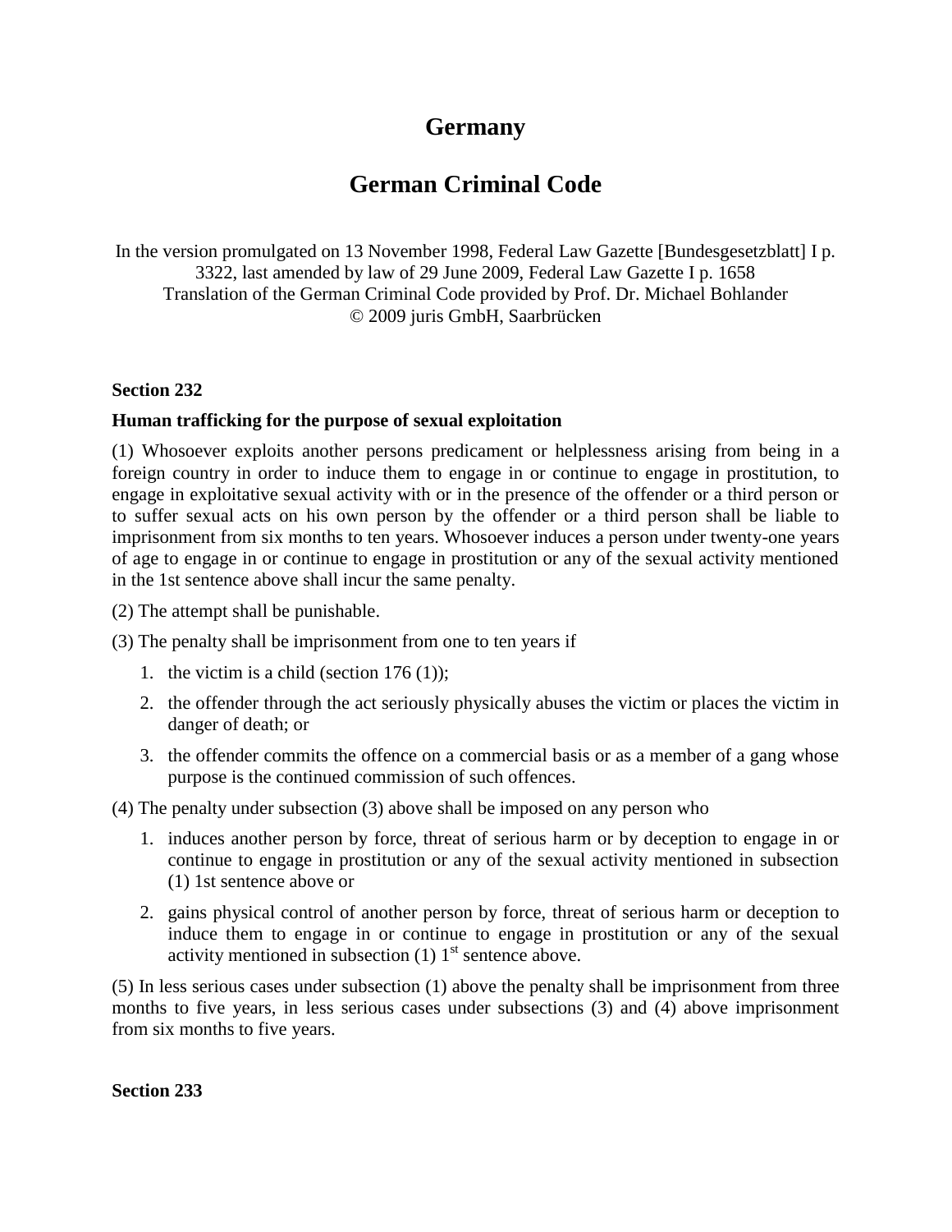# Germany

# German Criminal Code

In the version promulgated on 13 November 1998, Federal Law Gazette [Bundesgesetzblatt] I p. 3322, last amended by law of 29 June 2009, Federal Law Gazette I p. 1658
Translation of the German Criminal Code provided by Prof. Dr. Michael Bohlander
© 2009 juris GmbH, Saarbrücken

**Section 232**

**Human trafficking for the purpose of sexual exploitation**

(1) Whosoever exploits another persons predicament or helplessness arising from being in a foreign country in order to induce them to engage in or continue to engage in prostitution, to engage in exploitative sexual activity with or in the presence of the offender or a third person or to suffer sexual acts on his own person by the offender or a third person shall be liable to imprisonment from six months to ten years. Whosoever induces a person under twenty-one years of age to engage in or continue to engage in prostitution or any of the sexual activity mentioned in the 1st sentence above shall incur the same penalty.

(2) The attempt shall be punishable.

(3) The penalty shall be imprisonment from one to ten years if

1. the victim is a child (section 176 (1));
2. the offender through the act seriously physically abuses the victim or places the victim in danger of death; or
3. the offender commits the offence on a commercial basis or as a member of a gang whose purpose is the continued commission of such offences.

(4) The penalty under subsection (3) above shall be imposed on any person who

1. induces another person by force, threat of serious harm or by deception to engage in or continue to engage in prostitution or any of the sexual activity mentioned in subsection (1) 1st sentence above or
2. gains physical control of another person by force, threat of serious harm or deception to induce them to engage in or continue to engage in prostitution or any of the sexual activity mentioned in subsection (1) 1st sentence above.

(5) In less serious cases under subsection (1) above the penalty shall be imprisonment from three months to five years, in less serious cases under subsections (3) and (4) above imprisonment from six months to five years.

**Section 233**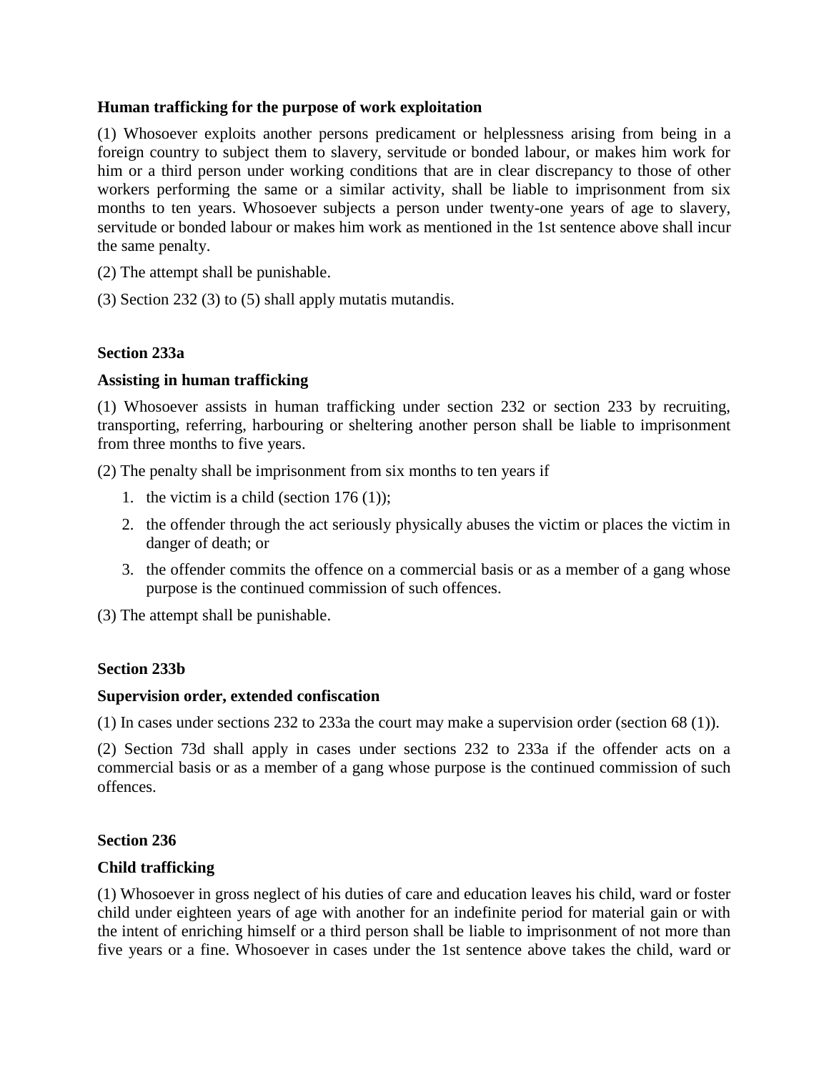**Human trafficking for the purpose of work exploitation**

(1) Whosoever exploits another persons predicament or helplessness arising from being in a foreign country to subject them to slavery, servitude or bonded labour, or makes him work for him or a third person under working conditions that are in clear discrepancy to those of other workers performing the same or a similar activity, shall be liable to imprisonment from six months to ten years. Whosoever subjects a person under twenty-one years of age to slavery, servitude or bonded labour or makes him work as mentioned in the 1st sentence above shall incur the same penalty.

(2) The attempt shall be punishable.

(3) Section 232 (3) to (5) shall apply mutatis mutandis.

**Section 233a**

**Assisting in human trafficking**

(1) Whosoever assists in human trafficking under section 232 or section 233 by recruiting, transporting, referring, harbouring or sheltering another person shall be liable to imprisonment from three months to five years.

(2) The penalty shall be imprisonment from six months to ten years if

1. the victim is a child (section 176 (1));
2. the offender through the act seriously physically abuses the victim or places the victim in danger of death; or
3. the offender commits the offence on a commercial basis or as a member of a gang whose purpose is the continued commission of such offences.

(3) The attempt shall be punishable.

**Section 233b**

**Supervision order, extended confiscation**

(1) In cases under sections 232 to 233a the court may make a supervision order (section 68 (1)).

(2) Section 73d shall apply in cases under sections 232 to 233a if the offender acts on a commercial basis or as a member of a gang whose purpose is the continued commission of such offences.

**Section 236**

**Child trafficking**

(1) Whosoever in gross neglect of his duties of care and education leaves his child, ward or foster child under eighteen years of age with another for an indefinite period for material gain or with the intent of enriching himself or a third person shall be liable to imprisonment of not more than five years or a fine. Whosoever in cases under the 1st sentence above takes the child, ward or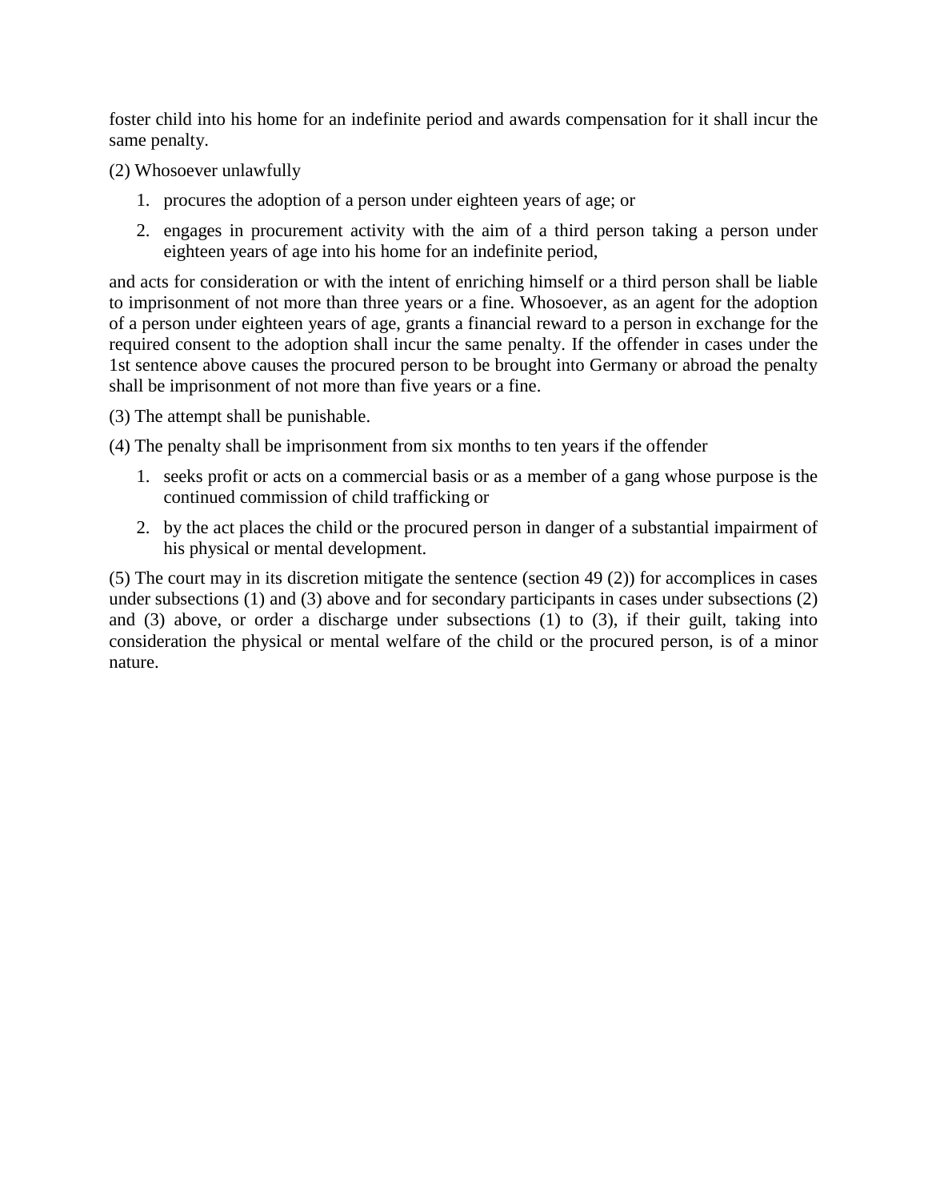foster child into his home for an indefinite period and awards compensation for it shall incur the same penalty.

(2) Whosoever unlawfully

1. procures the adoption of a person under eighteen years of age; or
2. engages in procurement activity with the aim of a third person taking a person under eighteen years of age into his home for an indefinite period,

and acts for consideration or with the intent of enriching himself or a third person shall be liable to imprisonment of not more than three years or a fine. Whosoever, as an agent for the adoption of a person under eighteen years of age, grants a financial reward to a person in exchange for the required consent to the adoption shall incur the same penalty. If the offender in cases under the 1st sentence above causes the procured person to be brought into Germany or abroad the penalty shall be imprisonment of not more than five years or a fine.

(3) The attempt shall be punishable.

(4) The penalty shall be imprisonment from six months to ten years if the offender

1. seeks profit or acts on a commercial basis or as a member of a gang whose purpose is the continued commission of child trafficking or
2. by the act places the child or the procured person in danger of a substantial impairment of his physical or mental development.

(5) The court may in its discretion mitigate the sentence (section 49 (2)) for accomplices in cases under subsections (1) and (3) above and for secondary participants in cases under subsections (2) and (3) above, or order a discharge under subsections (1) to (3), if their guilt, taking into consideration the physical or mental welfare of the child or the procured person, is of a minor nature.